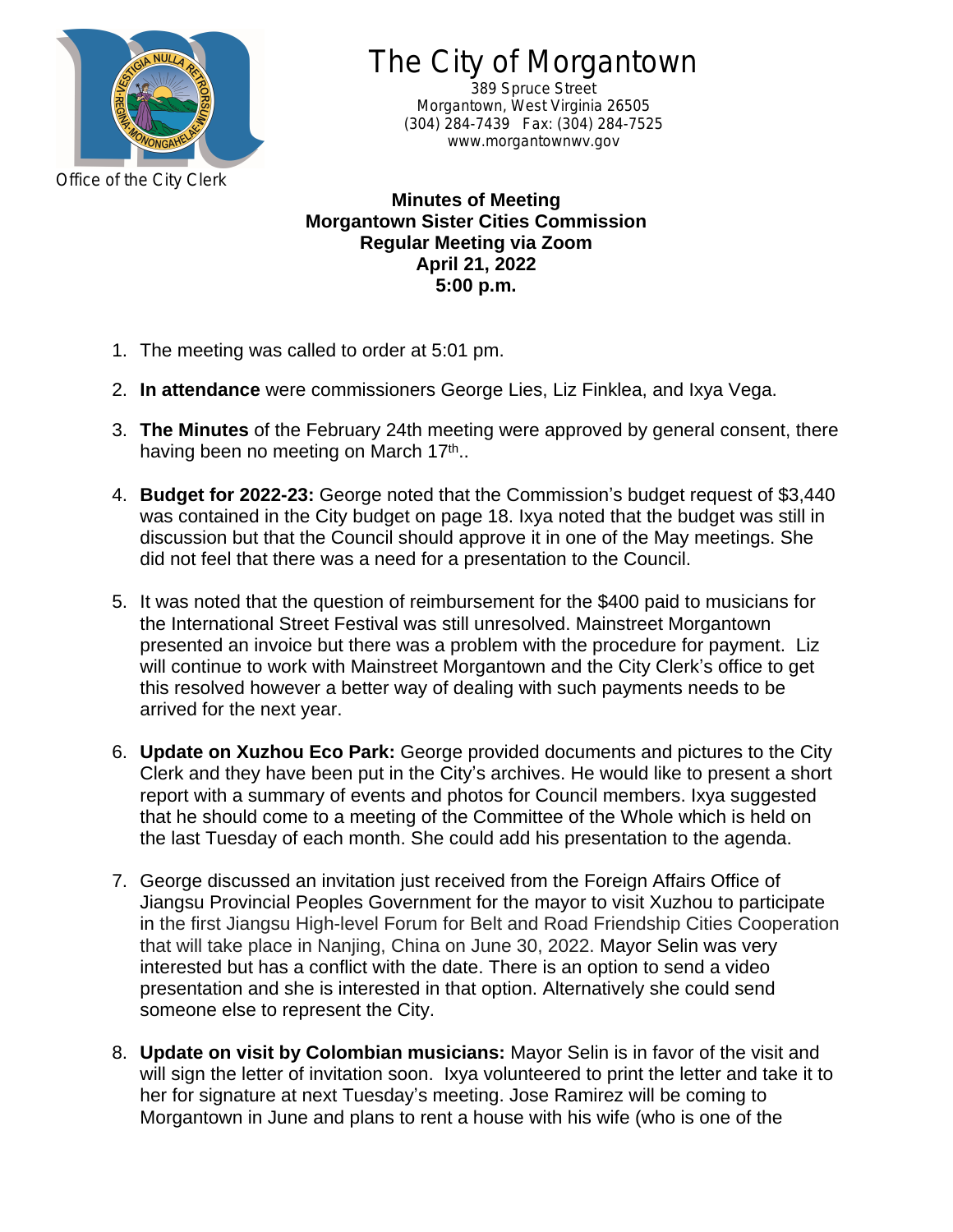# The City of Morgantown

389 Spruce Street
Morgantown, West Virginia 26505
(304) 284-7439 Fax: (304) 284-7525
www.morgantownwv.gov

Office of the City Clerk

**Minutes of Meeting**
**Morgantown Sister Cities Commission**
**Regular Meeting via Zoom**
**April 21, 2022**
**5:00 p.m.**

1. The meeting was called to order at 5:01 pm.
2. **In attendance** were commissioners George Lies, Liz Finklea, and Ixya Vega.
3. **The Minutes** of the February 24th meeting were approved by general consent, there having been no meeting on March 17th..
4. **Budget for 2022-23:** George noted that the Commission's budget request of $3,440 was contained in the City budget on page 18. Ixya noted that the budget was still in discussion but that the Council should approve it in one of the May meetings. She did not feel that there was a need for a presentation to the Council.
5. It was noted that the question of reimbursement for the $400 paid to musicians for the International Street Festival was still unresolved. Mainstreet Morgantown presented an invoice but there was a problem with the procedure for payment. Liz will continue to work with Mainstreet Morgantown and the City Clerk's office to get this resolved however a better way of dealing with such payments needs to be arrived for the next year.
6. **Update on Xuzhou Eco Park:** George provided documents and pictures to the City Clerk and they have been put in the City's archives. He would like to present a short report with a summary of events and photos for Council members. Ixya suggested that he should come to a meeting of the Committee of the Whole which is held on the last Tuesday of each month. She could add his presentation to the agenda.
7. George discussed an invitation just received from the Foreign Affairs Office of Jiangsu Provincial Peoples Government for the mayor to visit Xuzhou to participate in the first Jiangsu High-level Forum for Belt and Road Friendship Cities Cooperation that will take place in Nanjing, China on June 30, 2022. Mayor Selin was very interested but has a conflict with the date. There is an option to send a video presentation and she is interested in that option. Alternatively she could send someone else to represent the City.
8. **Update on visit by Colombian musicians:** Mayor Selin is in favor of the visit and will sign the letter of invitation soon. Ixya volunteered to print the letter and take it to her for signature at next Tuesday's meeting. Jose Ramirez will be coming to Morgantown in June and plans to rent a house with his wife (who is one of the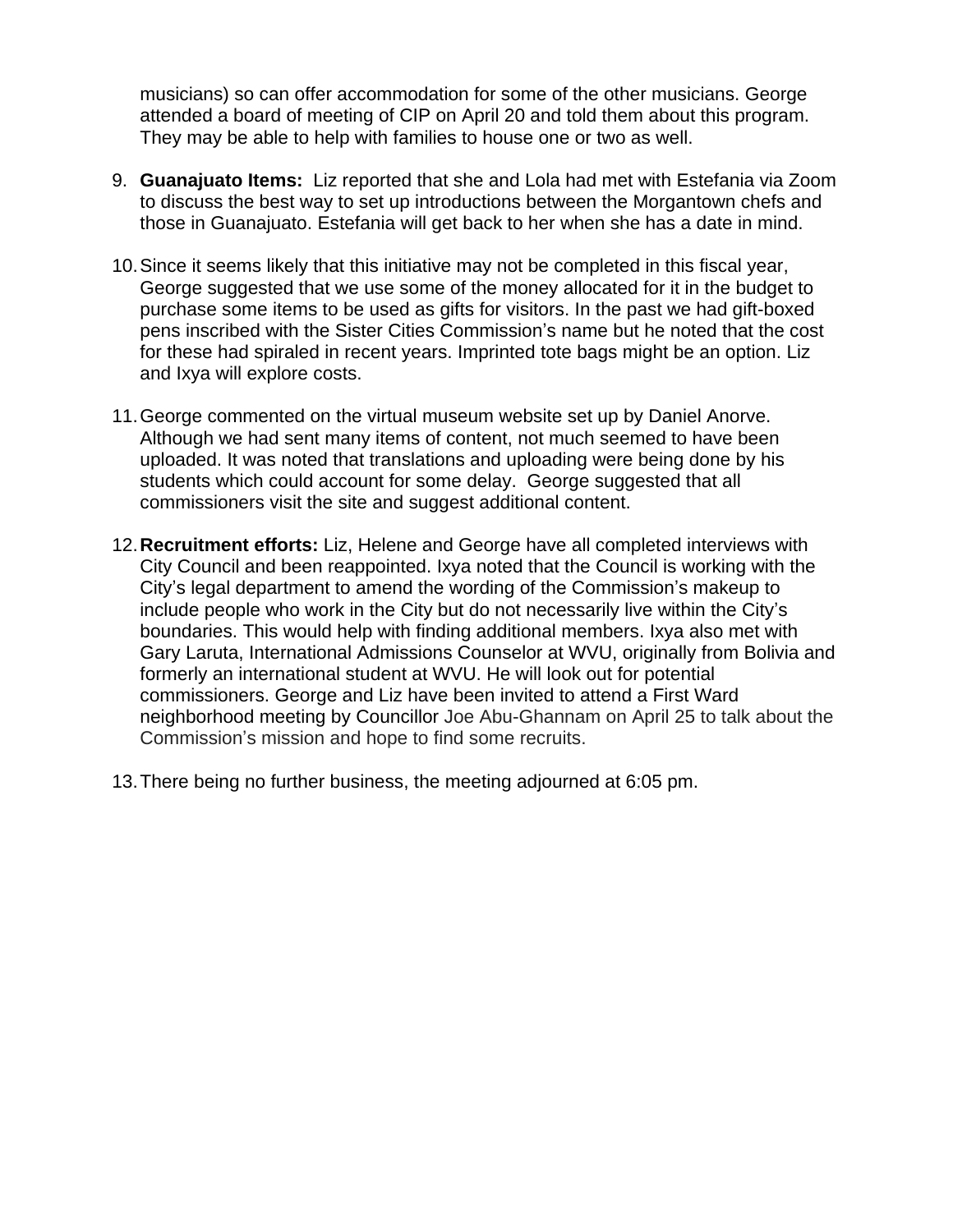musicians) so can offer accommodation for some of the other musicians. George attended a board of meeting of CIP on April 20 and told them about this program. They may be able to help with families to house one or two as well.

9. **Guanajuato Items:** Liz reported that she and Lola had met with Estefania via Zoom to discuss the best way to set up introductions between the Morgantown chefs and those in Guanajuato. Estefania will get back to her when she has a date in mind.

10. Since it seems likely that this initiative may not be completed in this fiscal year, George suggested that we use some of the money allocated for it in the budget to purchase some items to be used as gifts for visitors. In the past we had gift-boxed pens inscribed with the Sister Cities Commission's name but he noted that the cost for these had spiraled in recent years. Imprinted tote bags might be an option. Liz and Ixya will explore costs.

11. George commented on the virtual museum website set up by Daniel Anorve. Although we had sent many items of content, not much seemed to have been uploaded. It was noted that translations and uploading were being done by his students which could account for some delay. George suggested that all commissioners visit the site and suggest additional content.

12. **Recruitment efforts:** Liz, Helene and George have all completed interviews with City Council and been reappointed. Ixya noted that the Council is working with the City's legal department to amend the wording of the Commission's makeup to include people who work in the City but do not necessarily live within the City's boundaries. This would help with finding additional members. Ixya also met with Gary Laruta, International Admissions Counselor at WVU, originally from Bolivia and formerly an international student at WVU. He will look out for potential commissioners. George and Liz have been invited to attend a First Ward neighborhood meeting by Councillor Joe Abu-Ghannam on April 25 to talk about the Commission's mission and hope to find some recruits.

13. There being no further business, the meeting adjourned at 6:05 pm.